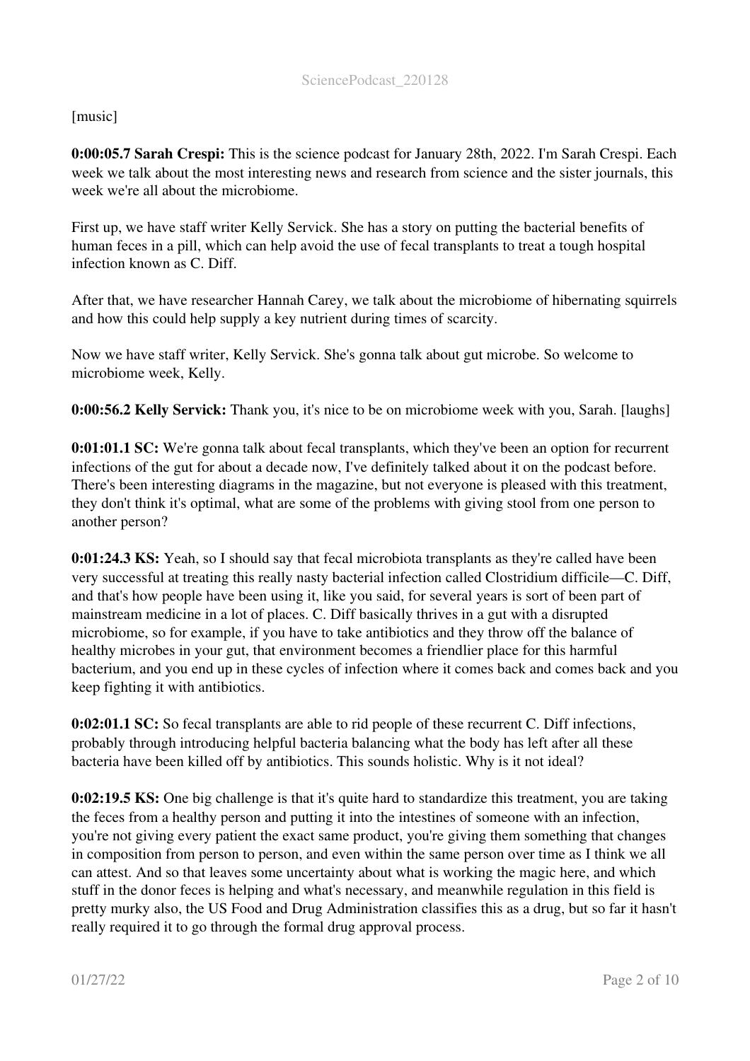[music]

**0:00:05.7 Sarah Crespi:** This is the science podcast for January 28th, 2022. I'm Sarah Crespi. Each week we talk about the most interesting news and research from science and the sister journals, this week we're all about the microbiome.

First up, we have staff writer Kelly Servick. She has a story on putting the bacterial benefits of human feces in a pill, which can help avoid the use of fecal transplants to treat a tough hospital infection known as C. Diff.

After that, we have researcher Hannah Carey, we talk about the microbiome of hibernating squirrels and how this could help supply a key nutrient during times of scarcity.

Now we have staff writer, Kelly Servick. She's gonna talk about gut microbe. So welcome to microbiome week, Kelly.

**0:00:56.2 Kelly Servick:** Thank you, it's nice to be on microbiome week with you, Sarah. [laughs]

**0:01:01.1 SC:** We're gonna talk about fecal transplants, which they've been an option for recurrent infections of the gut for about a decade now, I've definitely talked about it on the podcast before. There's been interesting diagrams in the magazine, but not everyone is pleased with this treatment, they don't think it's optimal, what are some of the problems with giving stool from one person to another person?

**0:01:24.3 KS:** Yeah, so I should say that fecal microbiota transplants as they're called have been very successful at treating this really nasty bacterial infection called Clostridium difficile—C. Diff, and that's how people have been using it, like you said, for several years is sort of been part of mainstream medicine in a lot of places. C. Diff basically thrives in a gut with a disrupted microbiome, so for example, if you have to take antibiotics and they throw off the balance of healthy microbes in your gut, that environment becomes a friendlier place for this harmful bacterium, and you end up in these cycles of infection where it comes back and comes back and you keep fighting it with antibiotics.

**0:02:01.1 SC:** So fecal transplants are able to rid people of these recurrent C. Diff infections, probably through introducing helpful bacteria balancing what the body has left after all these bacteria have been killed off by antibiotics. This sounds holistic. Why is it not ideal?

**0:02:19.5 KS:** One big challenge is that it's quite hard to standardize this treatment, you are taking the feces from a healthy person and putting it into the intestines of someone with an infection, you're not giving every patient the exact same product, you're giving them something that changes in composition from person to person, and even within the same person over time as I think we all can attest. And so that leaves some uncertainty about what is working the magic here, and which stuff in the donor feces is helping and what's necessary, and meanwhile regulation in this field is pretty murky also, the US Food and Drug Administration classifies this as a drug, but so far it hasn't really required it to go through the formal drug approval process.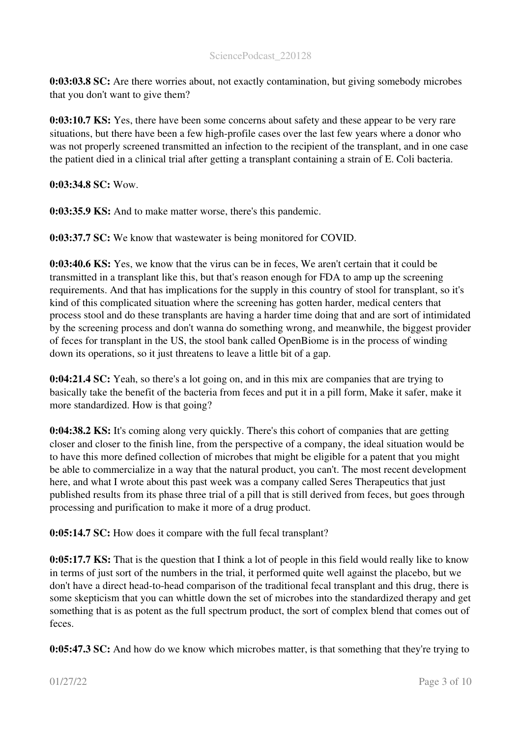**0:03:03.8 SC:** Are there worries about, not exactly contamination, but giving somebody microbes that you don't want to give them?

**0:03:10.7 KS:** Yes, there have been some concerns about safety and these appear to be very rare situations, but there have been a few high-profile cases over the last few years where a donor who was not properly screened transmitted an infection to the recipient of the transplant, and in one case the patient died in a clinical trial after getting a transplant containing a strain of E. Coli bacteria.

**0:03:34.8 SC:** Wow.

**0:03:35.9 KS:** And to make matter worse, there's this pandemic.

**0:03:37.7 SC:** We know that wastewater is being monitored for COVID.

**0:03:40.6 KS:** Yes, we know that the virus can be in feces, We aren't certain that it could be transmitted in a transplant like this, but that's reason enough for FDA to amp up the screening requirements. And that has implications for the supply in this country of stool for transplant, so it's kind of this complicated situation where the screening has gotten harder, medical centers that process stool and do these transplants are having a harder time doing that and are sort of intimidated by the screening process and don't wanna do something wrong, and meanwhile, the biggest provider of feces for transplant in the US, the stool bank called OpenBiome is in the process of winding down its operations, so it just threatens to leave a little bit of a gap.

**0:04:21.4 SC:** Yeah, so there's a lot going on, and in this mix are companies that are trying to basically take the benefit of the bacteria from feces and put it in a pill form, Make it safer, make it more standardized. How is that going?

**0:04:38.2 KS:** It's coming along very quickly. There's this cohort of companies that are getting closer and closer to the finish line, from the perspective of a company, the ideal situation would be to have this more defined collection of microbes that might be eligible for a patent that you might be able to commercialize in a way that the natural product, you can't. The most recent development here, and what I wrote about this past week was a company called Seres Therapeutics that just published results from its phase three trial of a pill that is still derived from feces, but goes through processing and purification to make it more of a drug product.

**0:05:14.7 SC:** How does it compare with the full fecal transplant?

**0:05:17.7 KS:** That is the question that I think a lot of people in this field would really like to know in terms of just sort of the numbers in the trial, it performed quite well against the placebo, but we don't have a direct head-to-head comparison of the traditional fecal transplant and this drug, there is some skepticism that you can whittle down the set of microbes into the standardized therapy and get something that is as potent as the full spectrum product, the sort of complex blend that comes out of feces.

**0:05:47.3 SC:** And how do we know which microbes matter, is that something that they're trying to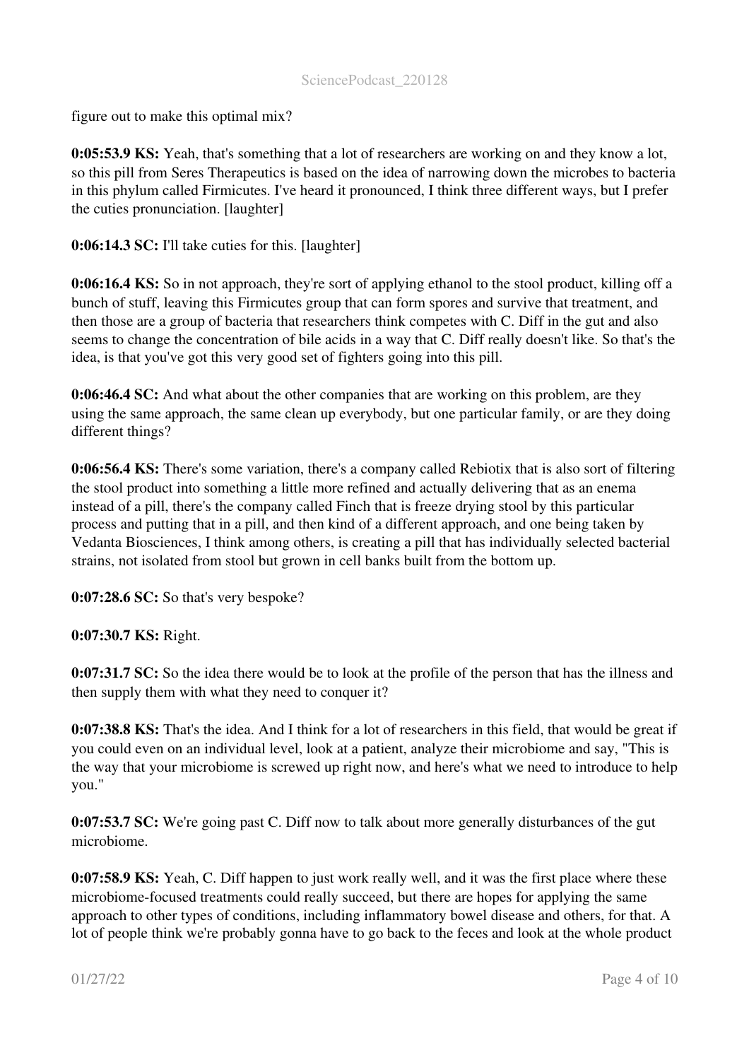figure out to make this optimal mix?

**0:05:53.9 KS:** Yeah, that's something that a lot of researchers are working on and they know a lot, so this pill from Seres Therapeutics is based on the idea of narrowing down the microbes to bacteria in this phylum called Firmicutes. I've heard it pronounced, I think three different ways, but I prefer the cuties pronunciation. [laughter]

**0:06:14.3 SC:** I'll take cuties for this. [laughter]

**0:06:16.4 KS:** So in not approach, they're sort of applying ethanol to the stool product, killing off a bunch of stuff, leaving this Firmicutes group that can form spores and survive that treatment, and then those are a group of bacteria that researchers think competes with C. Diff in the gut and also seems to change the concentration of bile acids in a way that C. Diff really doesn't like. So that's the idea, is that you've got this very good set of fighters going into this pill.

**0:06:46.4 SC:** And what about the other companies that are working on this problem, are they using the same approach, the same clean up everybody, but one particular family, or are they doing different things?

**0:06:56.4 KS:** There's some variation, there's a company called Rebiotix that is also sort of filtering the stool product into something a little more refined and actually delivering that as an enema instead of a pill, there's the company called Finch that is freeze drying stool by this particular process and putting that in a pill, and then kind of a different approach, and one being taken by Vedanta Biosciences, I think among others, is creating a pill that has individually selected bacterial strains, not isolated from stool but grown in cell banks built from the bottom up.

**0:07:28.6 SC:** So that's very bespoke?

**0:07:30.7 KS:** Right.

**0:07:31.7 SC:** So the idea there would be to look at the profile of the person that has the illness and then supply them with what they need to conquer it?

**0:07:38.8 KS:** That's the idea. And I think for a lot of researchers in this field, that would be great if you could even on an individual level, look at a patient, analyze their microbiome and say, "This is the way that your microbiome is screwed up right now, and here's what we need to introduce to help you."

**0:07:53.7 SC:** We're going past C. Diff now to talk about more generally disturbances of the gut microbiome.

**0:07:58.9 KS:** Yeah, C. Diff happen to just work really well, and it was the first place where these microbiome-focused treatments could really succeed, but there are hopes for applying the same approach to other types of conditions, including inflammatory bowel disease and others, for that. A lot of people think we're probably gonna have to go back to the feces and look at the whole product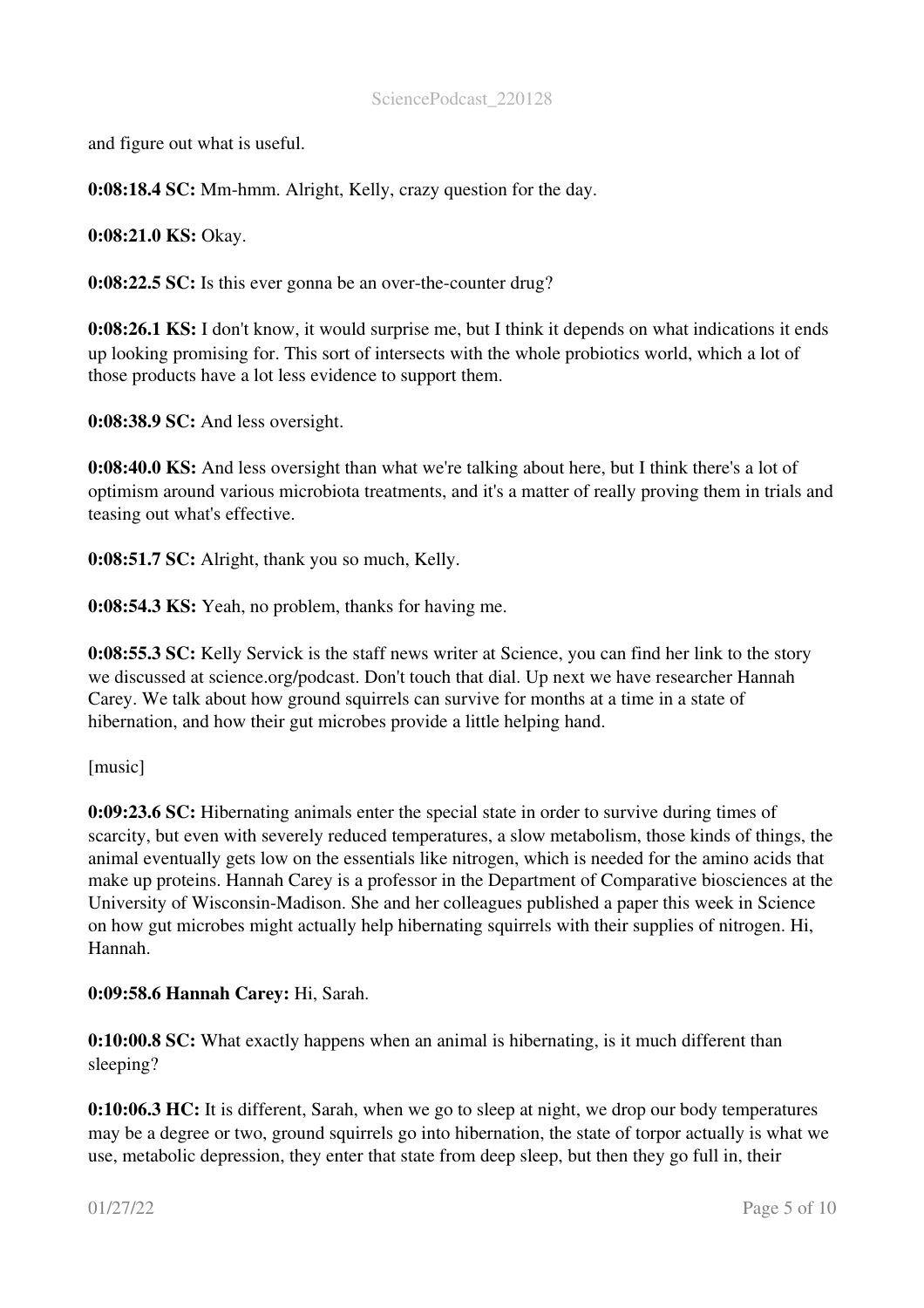and figure out what is useful.

**0:08:18.4 SC:** Mm-hmm. Alright, Kelly, crazy question for the day.

**0:08:21.0 KS:** Okay.

**0:08:22.5 SC:** Is this ever gonna be an over-the-counter drug?

**0:08:26.1 KS:** I don't know, it would surprise me, but I think it depends on what indications it ends up looking promising for. This sort of intersects with the whole probiotics world, which a lot of those products have a lot less evidence to support them.

**0:08:38.9 SC:** And less oversight.

**0:08:40.0 KS:** And less oversight than what we're talking about here, but I think there's a lot of optimism around various microbiota treatments, and it's a matter of really proving them in trials and teasing out what's effective.

**0:08:51.7 SC:** Alright, thank you so much, Kelly.

**0:08:54.3 KS:** Yeah, no problem, thanks for having me.

**0:08:55.3 SC:** Kelly Servick is the staff news writer at Science, you can find her link to the story we discussed at science.org/podcast. Don't touch that dial. Up next we have researcher Hannah Carey. We talk about how ground squirrels can survive for months at a time in a state of hibernation, and how their gut microbes provide a little helping hand.

[music]

**0:09:23.6 SC:** Hibernating animals enter the special state in order to survive during times of scarcity, but even with severely reduced temperatures, a slow metabolism, those kinds of things, the animal eventually gets low on the essentials like nitrogen, which is needed for the amino acids that make up proteins. Hannah Carey is a professor in the Department of Comparative biosciences at the University of Wisconsin-Madison. She and her colleagues published a paper this week in Science on how gut microbes might actually help hibernating squirrels with their supplies of nitrogen. Hi, Hannah.

**0:09:58.6 Hannah Carey:** Hi, Sarah.

**0:10:00.8 SC:** What exactly happens when an animal is hibernating, is it much different than sleeping?

**0:10:06.3 HC:** It is different, Sarah, when we go to sleep at night, we drop our body temperatures may be a degree or two, ground squirrels go into hibernation, the state of torpor actually is what we use, metabolic depression, they enter that state from deep sleep, but then they go full in, their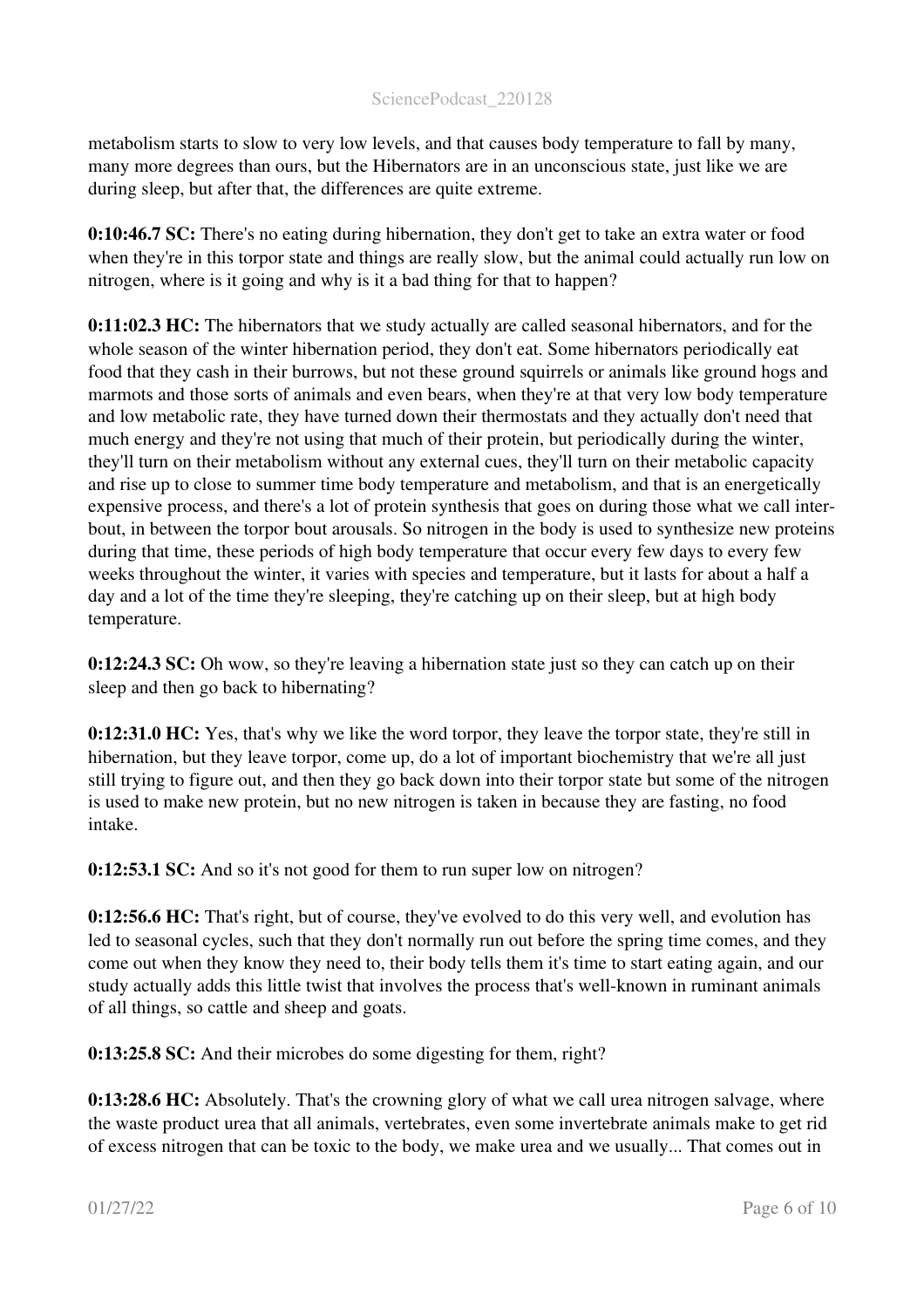metabolism starts to slow to very low levels, and that causes body temperature to fall by many, many more degrees than ours, but the Hibernators are in an unconscious state, just like we are during sleep, but after that, the differences are quite extreme.

**0:10:46.7 SC:** There's no eating during hibernation, they don't get to take an extra water or food when they're in this torpor state and things are really slow, but the animal could actually run low on nitrogen, where is it going and why is it a bad thing for that to happen?

**0:11:02.3 HC:** The hibernators that we study actually are called seasonal hibernators, and for the whole season of the winter hibernation period, they don't eat. Some hibernators periodically eat food that they cash in their burrows, but not these ground squirrels or animals like ground hogs and marmots and those sorts of animals and even bears, when they're at that very low body temperature and low metabolic rate, they have turned down their thermostats and they actually don't need that much energy and they're not using that much of their protein, but periodically during the winter, they'll turn on their metabolism without any external cues, they'll turn on their metabolic capacity and rise up to close to summer time body temperature and metabolism, and that is an energetically expensive process, and there's a lot of protein synthesis that goes on during those what we call inter-bout, in between the torpor bout arousals. So nitrogen in the body is used to synthesize new proteins during that time, these periods of high body temperature that occur every few days to every few weeks throughout the winter, it varies with species and temperature, but it lasts for about a half a day and a lot of the time they're sleeping, they're catching up on their sleep, but at high body temperature.

**0:12:24.3 SC:** Oh wow, so they're leaving a hibernation state just so they can catch up on their sleep and then go back to hibernating?

**0:12:31.0 HC:** Yes, that's why we like the word torpor, they leave the torpor state, they're still in hibernation, but they leave torpor, come up, do a lot of important biochemistry that we're all just still trying to figure out, and then they go back down into their torpor state but some of the nitrogen is used to make new protein, but no new nitrogen is taken in because they are fasting, no food intake.

**0:12:53.1 SC:** And so it's not good for them to run super low on nitrogen?

**0:12:56.6 HC:** That's right, but of course, they've evolved to do this very well, and evolution has led to seasonal cycles, such that they don't normally run out before the spring time comes, and they come out when they know they need to, their body tells them it's time to start eating again, and our study actually adds this little twist that involves the process that's well-known in ruminant animals of all things, so cattle and sheep and goats.

**0:13:25.8 SC:** And their microbes do some digesting for them, right?

**0:13:28.6 HC:** Absolutely. That's the crowning glory of what we call urea nitrogen salvage, where the waste product urea that all animals, vertebrates, even some invertebrate animals make to get rid of excess nitrogen that can be toxic to the body, we make urea and we usually... That comes out in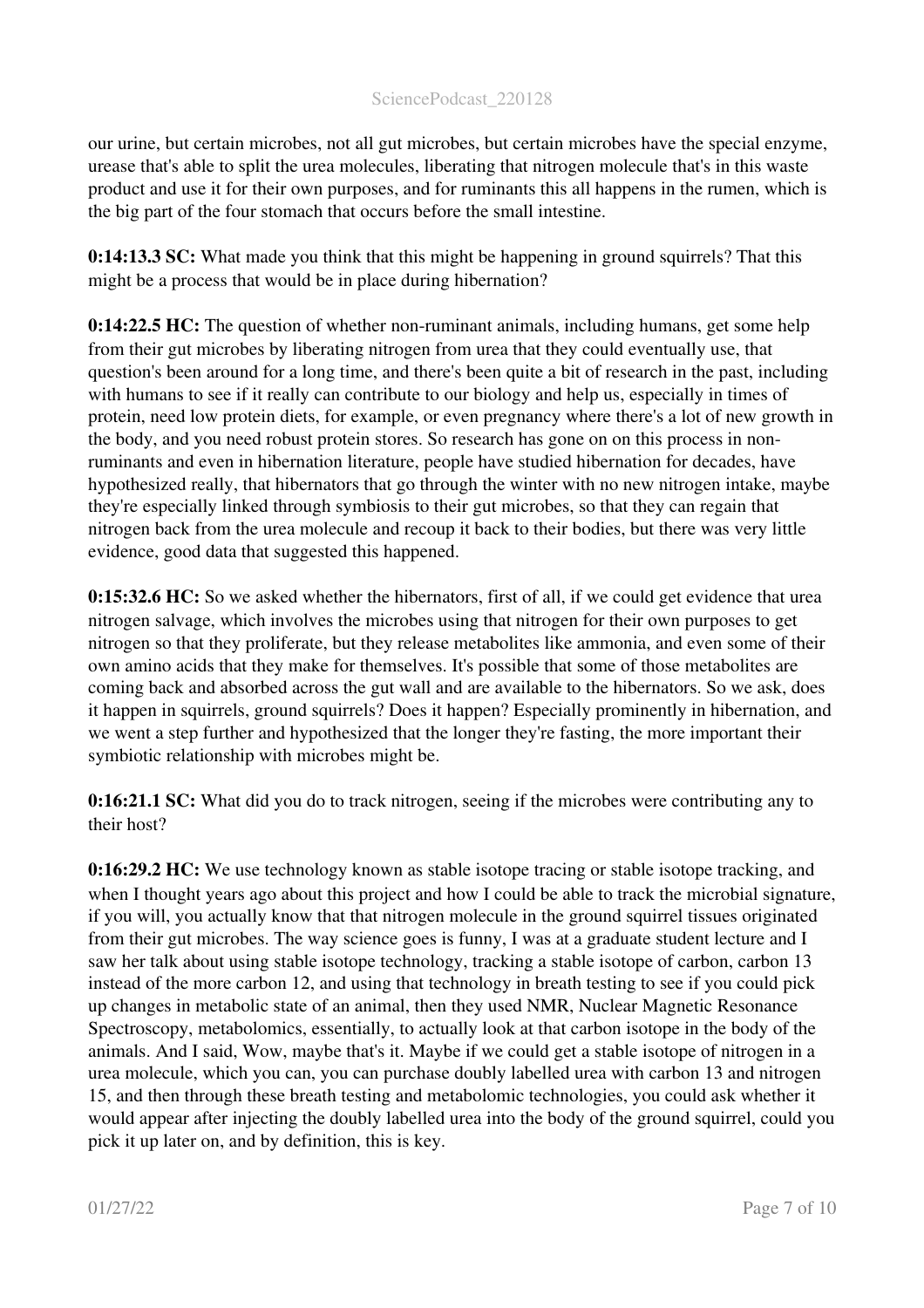our urine, but certain microbes, not all gut microbes, but certain microbes have the special enzyme, urease that's able to split the urea molecules, liberating that nitrogen molecule that's in this waste product and use it for their own purposes, and for ruminants this all happens in the rumen, which is the big part of the four stomach that occurs before the small intestine.

**0:14:13.3 SC:** What made you think that this might be happening in ground squirrels? That this might be a process that would be in place during hibernation?

**0:14:22.5 HC:** The question of whether non-ruminant animals, including humans, get some help from their gut microbes by liberating nitrogen from urea that they could eventually use, that question's been around for a long time, and there's been quite a bit of research in the past, including with humans to see if it really can contribute to our biology and help us, especially in times of protein, need low protein diets, for example, or even pregnancy where there's a lot of new growth in the body, and you need robust protein stores. So research has gone on on this process in non-ruminants and even in hibernation literature, people have studied hibernation for decades, have hypothesized really, that hibernators that go through the winter with no new nitrogen intake, maybe they're especially linked through symbiosis to their gut microbes, so that they can regain that nitrogen back from the urea molecule and recoup it back to their bodies, but there was very little evidence, good data that suggested this happened.

**0:15:32.6 HC:** So we asked whether the hibernators, first of all, if we could get evidence that urea nitrogen salvage, which involves the microbes using that nitrogen for their own purposes to get nitrogen so that they proliferate, but they release metabolites like ammonia, and even some of their own amino acids that they make for themselves. It's possible that some of those metabolites are coming back and absorbed across the gut wall and are available to the hibernators. So we ask, does it happen in squirrels, ground squirrels? Does it happen? Especially prominently in hibernation, and we went a step further and hypothesized that the longer they're fasting, the more important their symbiotic relationship with microbes might be.

**0:16:21.1 SC:** What did you do to track nitrogen, seeing if the microbes were contributing any to their host?

**0:16:29.2 HC:** We use technology known as stable isotope tracing or stable isotope tracking, and when I thought years ago about this project and how I could be able to track the microbial signature, if you will, you actually know that that nitrogen molecule in the ground squirrel tissues originated from their gut microbes. The way science goes is funny, I was at a graduate student lecture and I saw her talk about using stable isotope technology, tracking a stable isotope of carbon, carbon 13 instead of the more carbon 12, and using that technology in breath testing to see if you could pick up changes in metabolic state of an animal, then they used NMR, Nuclear Magnetic Resonance Spectroscopy, metabolomics, essentially, to actually look at that carbon isotope in the body of the animals. And I said, Wow, maybe that's it. Maybe if we could get a stable isotope of nitrogen in a urea molecule, which you can, you can purchase doubly labelled urea with carbon 13 and nitrogen 15, and then through these breath testing and metabolomic technologies, you could ask whether it would appear after injecting the doubly labelled urea into the body of the ground squirrel, could you pick it up later on, and by definition, this is key.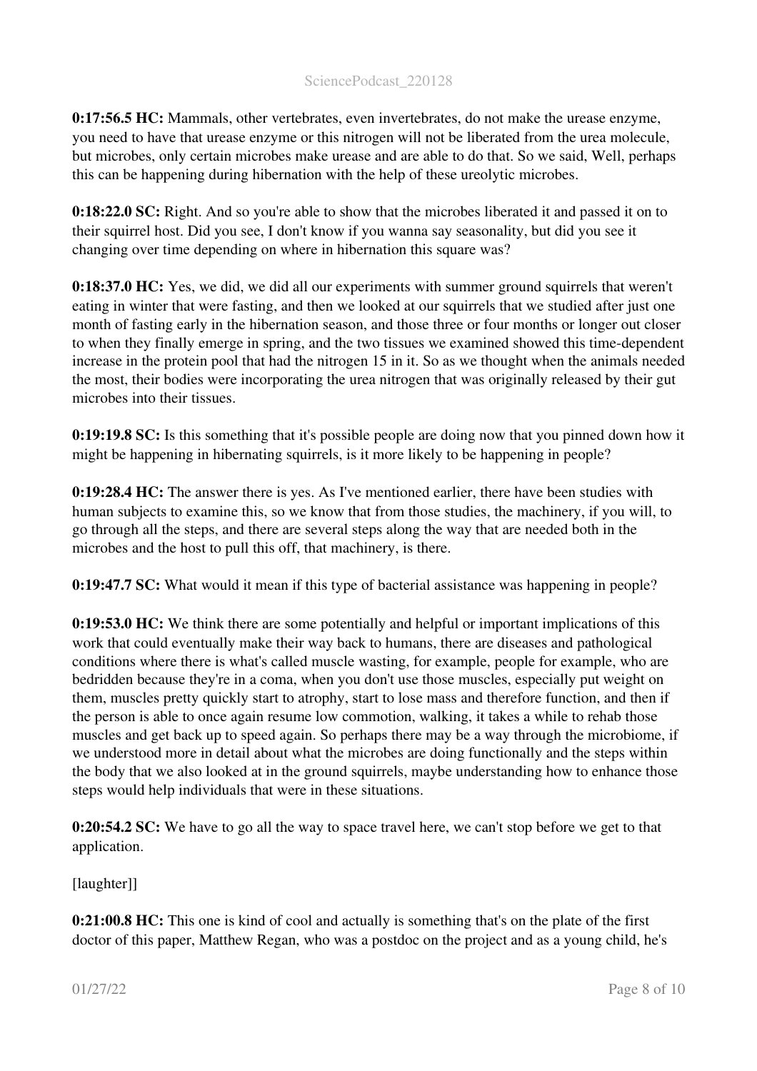**0:17:56.5 HC:** Mammals, other vertebrates, even invertebrates, do not make the urease enzyme, you need to have that urease enzyme or this nitrogen will not be liberated from the urea molecule, but microbes, only certain microbes make urease and are able to do that. So we said, Well, perhaps this can be happening during hibernation with the help of these ureolytic microbes.

**0:18:22.0 SC:** Right. And so you're able to show that the microbes liberated it and passed it on to their squirrel host. Did you see, I don't know if you wanna say seasonality, but did you see it changing over time depending on where in hibernation this square was?

**0:18:37.0 HC:** Yes, we did, we did all our experiments with summer ground squirrels that weren't eating in winter that were fasting, and then we looked at our squirrels that we studied after just one month of fasting early in the hibernation season, and those three or four months or longer out closer to when they finally emerge in spring, and the two tissues we examined showed this time-dependent increase in the protein pool that had the nitrogen 15 in it. So as we thought when the animals needed the most, their bodies were incorporating the urea nitrogen that was originally released by their gut microbes into their tissues.

**0:19:19.8 SC:** Is this something that it's possible people are doing now that you pinned down how it might be happening in hibernating squirrels, is it more likely to be happening in people?

**0:19:28.4 HC:** The answer there is yes. As I've mentioned earlier, there have been studies with human subjects to examine this, so we know that from those studies, the machinery, if you will, to go through all the steps, and there are several steps along the way that are needed both in the microbes and the host to pull this off, that machinery, is there.

**0:19:47.7 SC:** What would it mean if this type of bacterial assistance was happening in people?

**0:19:53.0 HC:** We think there are some potentially and helpful or important implications of this work that could eventually make their way back to humans, there are diseases and pathological conditions where there is what's called muscle wasting, for example, people for example, who are bedridden because they're in a coma, when you don't use those muscles, especially put weight on them, muscles pretty quickly start to atrophy, start to lose mass and therefore function, and then if the person is able to once again resume low commotion, walking, it takes a while to rehab those muscles and get back up to speed again. So perhaps there may be a way through the microbiome, if we understood more in detail about what the microbes are doing functionally and the steps within the body that we also looked at in the ground squirrels, maybe understanding how to enhance those steps would help individuals that were in these situations.

**0:20:54.2 SC:** We have to go all the way to space travel here, we can't stop before we get to that application.

[laughter]]

**0:21:00.8 HC:** This one is kind of cool and actually is something that's on the plate of the first doctor of this paper, Matthew Regan, who was a postdoc on the project and as a young child, he's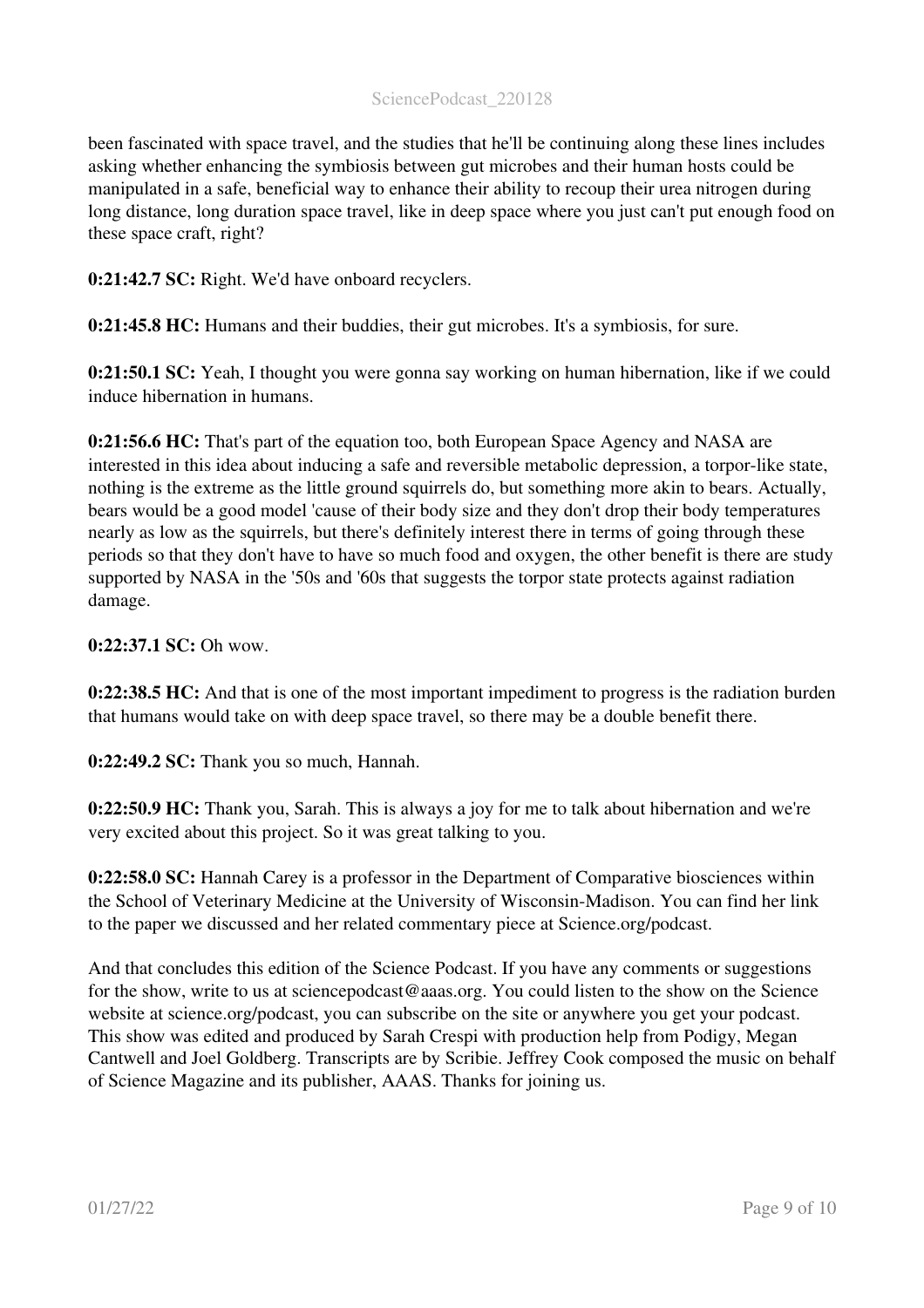been fascinated with space travel, and the studies that he'll be continuing along these lines includes asking whether enhancing the symbiosis between gut microbes and their human hosts could be manipulated in a safe, beneficial way to enhance their ability to recoup their urea nitrogen during long distance, long duration space travel, like in deep space where you just can't put enough food on these space craft, right?

**0:21:42.7 SC:** Right. We'd have onboard recyclers.

**0:21:45.8 HC:** Humans and their buddies, their gut microbes. It's a symbiosis, for sure.

**0:21:50.1 SC:** Yeah, I thought you were gonna say working on human hibernation, like if we could induce hibernation in humans.

**0:21:56.6 HC:** That's part of the equation too, both European Space Agency and NASA are interested in this idea about inducing a safe and reversible metabolic depression, a torpor-like state, nothing is the extreme as the little ground squirrels do, but something more akin to bears. Actually, bears would be a good model 'cause of their body size and they don't drop their body temperatures nearly as low as the squirrels, but there's definitely interest there in terms of going through these periods so that they don't have to have so much food and oxygen, the other benefit is there are study supported by NASA in the '50s and '60s that suggests the torpor state protects against radiation damage.

**0:22:37.1 SC:** Oh wow.

**0:22:38.5 HC:** And that is one of the most important impediment to progress is the radiation burden that humans would take on with deep space travel, so there may be a double benefit there.

**0:22:49.2 SC:** Thank you so much, Hannah.

**0:22:50.9 HC:** Thank you, Sarah. This is always a joy for me to talk about hibernation and we're very excited about this project. So it was great talking to you.

**0:22:58.0 SC:** Hannah Carey is a professor in the Department of Comparative biosciences within the School of Veterinary Medicine at the University of Wisconsin-Madison. You can find her link to the paper we discussed and her related commentary piece at Science.org/podcast.

And that concludes this edition of the Science Podcast. If you have any comments or suggestions for the show, write to us at sciencepodcast@aaas.org. You could listen to the show on the Science website at science.org/podcast, you can subscribe on the site or anywhere you get your podcast. This show was edited and produced by Sarah Crespi with production help from Podigy, Megan Cantwell and Joel Goldberg. Transcripts are by Scribie. Jeffrey Cook composed the music on behalf of Science Magazine and its publisher, AAAS. Thanks for joining us.